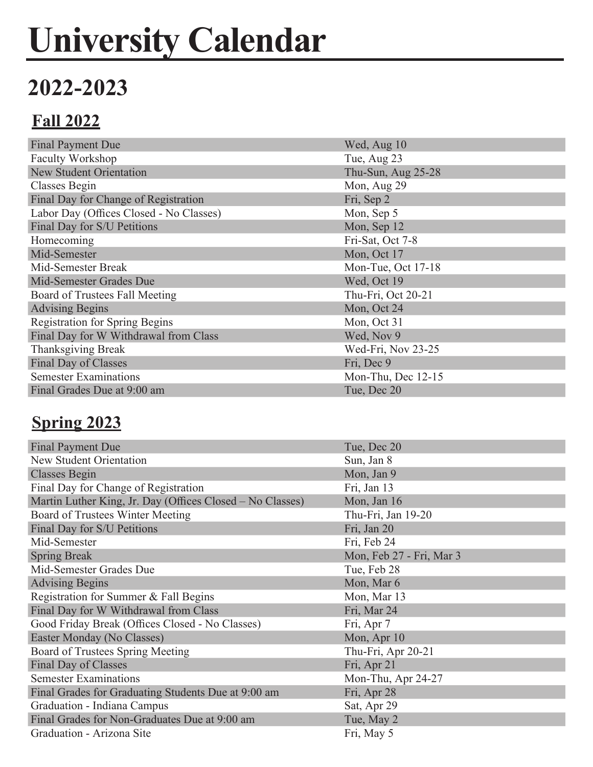# University Calendar

## 2022-2023

### Fall 2022

| Event | Date |
|---|---|
| Final Payment Due | Wed, Aug 10 |
| Faculty Workshop | Tue, Aug 23 |
| New Student Orientation | Thu-Sun, Aug 25-28 |
| Classes Begin | Mon, Aug 29 |
| Final Day for Change of Registration | Fri, Sep 2 |
| Labor Day (Offices Closed - No Classes) | Mon, Sep 5 |
| Final Day for S/U Petitions | Mon, Sep 12 |
| Homecoming | Fri-Sat, Oct 7-8 |
| Mid-Semester | Mon, Oct 17 |
| Mid-Semester Break | Mon-Tue, Oct 17-18 |
| Mid-Semester Grades Due | Wed, Oct 19 |
| Board of Trustees Fall Meeting | Thu-Fri, Oct 20-21 |
| Advising Begins | Mon, Oct 24 |
| Registration for Spring Begins | Mon, Oct 31 |
| Final Day for W Withdrawal from Class | Wed, Nov 9 |
| Thanksgiving Break | Wed-Fri, Nov 23-25 |
| Final Day of Classes | Fri, Dec 9 |
| Semester Examinations | Mon-Thu, Dec 12-15 |
| Final Grades Due at 9:00 am | Tue, Dec 20 |

### Spring 2023

| Event | Date |
|---|---|
| Final Payment Due | Tue, Dec 20 |
| New Student Orientation | Sun, Jan 8 |
| Classes Begin | Mon, Jan 9 |
| Final Day for Change of Registration | Fri, Jan 13 |
| Martin Luther King, Jr. Day (Offices Closed – No Classes) | Mon, Jan 16 |
| Board of Trustees Winter Meeting | Thu-Fri, Jan 19-20 |
| Final Day for S/U Petitions | Fri, Jan 20 |
| Mid-Semester | Fri, Feb 24 |
| Spring Break | Mon, Feb 27 - Fri, Mar 3 |
| Mid-Semester Grades Due | Tue, Feb 28 |
| Advising Begins | Mon, Mar 6 |
| Registration for Summer & Fall Begins | Mon, Mar 13 |
| Final Day for W Withdrawal from Class | Fri, Mar 24 |
| Good Friday Break (Offices Closed - No Classes) | Fri, Apr 7 |
| Easter Monday (No Classes) | Mon, Apr 10 |
| Board of Trustees Spring Meeting | Thu-Fri, Apr 20-21 |
| Final Day of Classes | Fri, Apr 21 |
| Semester Examinations | Mon-Thu, Apr 24-27 |
| Final Grades for Graduating Students Due at 9:00 am | Fri, Apr 28 |
| Graduation - Indiana Campus | Sat, Apr 29 |
| Final Grades for Non-Graduates Due at 9:00 am | Tue, May 2 |
| Graduation - Arizona Site | Fri, May 5 |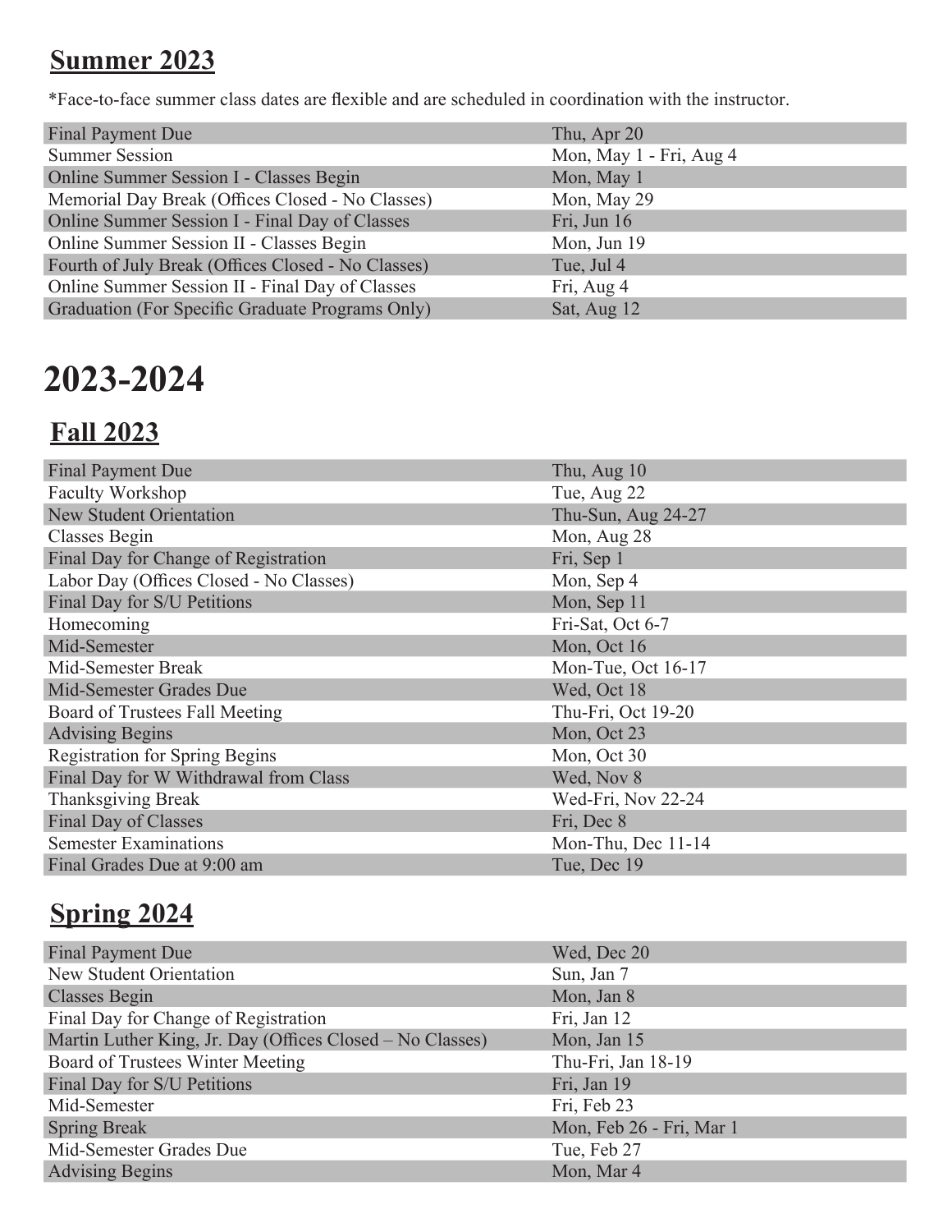## Summer 2023

*Face-to-face summer class dates are flexible and are scheduled in coordination with the instructor.

| | |
|---|---|
| Final Payment Due | Thu, Apr 20 |
| Summer Session | Mon, May 1 - Fri, Aug 4 |
| Online Summer Session I - Classes Begin | Mon, May 1 |
| Memorial Day Break (Offices Closed - No Classes) | Mon, May 29 |
| Online Summer Session I - Final Day of Classes | Fri, Jun 16 |
| Online Summer Session II - Classes Begin | Mon, Jun 19 |
| Fourth of July Break (Offices Closed - No Classes) | Tue, Jul 4 |
| Online Summer Session II - Final Day of Classes | Fri, Aug 4 |
| Graduation (For Specific Graduate Programs Only) | Sat, Aug 12 |

# 2023-2024

## Fall 2023

| | |
|---|---|
| Final Payment Due | Thu, Aug 10 |
| Faculty Workshop | Tue, Aug 22 |
| New Student Orientation | Thu-Sun, Aug 24-27 |
| Classes Begin | Mon, Aug 28 |
| Final Day for Change of Registration | Fri, Sep 1 |
| Labor Day (Offices Closed - No Classes) | Mon, Sep 4 |
| Final Day for S/U Petitions | Mon, Sep 11 |
| Homecoming | Fri-Sat, Oct 6-7 |
| Mid-Semester | Mon, Oct 16 |
| Mid-Semester Break | Mon-Tue, Oct 16-17 |
| Mid-Semester Grades Due | Wed, Oct 18 |
| Board of Trustees Fall Meeting | Thu-Fri, Oct 19-20 |
| Advising Begins | Mon, Oct 23 |
| Registration for Spring Begins | Mon, Oct 30 |
| Final Day for W Withdrawal from Class | Wed, Nov 8 |
| Thanksgiving Break | Wed-Fri, Nov 22-24 |
| Final Day of Classes | Fri, Dec 8 |
| Semester Examinations | Mon-Thu, Dec 11-14 |
| Final Grades Due at 9:00 am | Tue, Dec 19 |

## Spring 2024

| | |
|---|---|
| Final Payment Due | Wed, Dec 20 |
| New Student Orientation | Sun, Jan 7 |
| Classes Begin | Mon, Jan 8 |
| Final Day for Change of Registration | Fri, Jan 12 |
| Martin Luther King, Jr. Day (Offices Closed – No Classes) | Mon, Jan 15 |
| Board of Trustees Winter Meeting | Thu-Fri, Jan 18-19 |
| Final Day for S/U Petitions | Fri, Jan 19 |
| Mid-Semester | Fri, Feb 23 |
| Spring Break | Mon, Feb 26 - Fri, Mar 1 |
| Mid-Semester Grades Due | Tue, Feb 27 |
| Advising Begins | Mon, Mar 4 |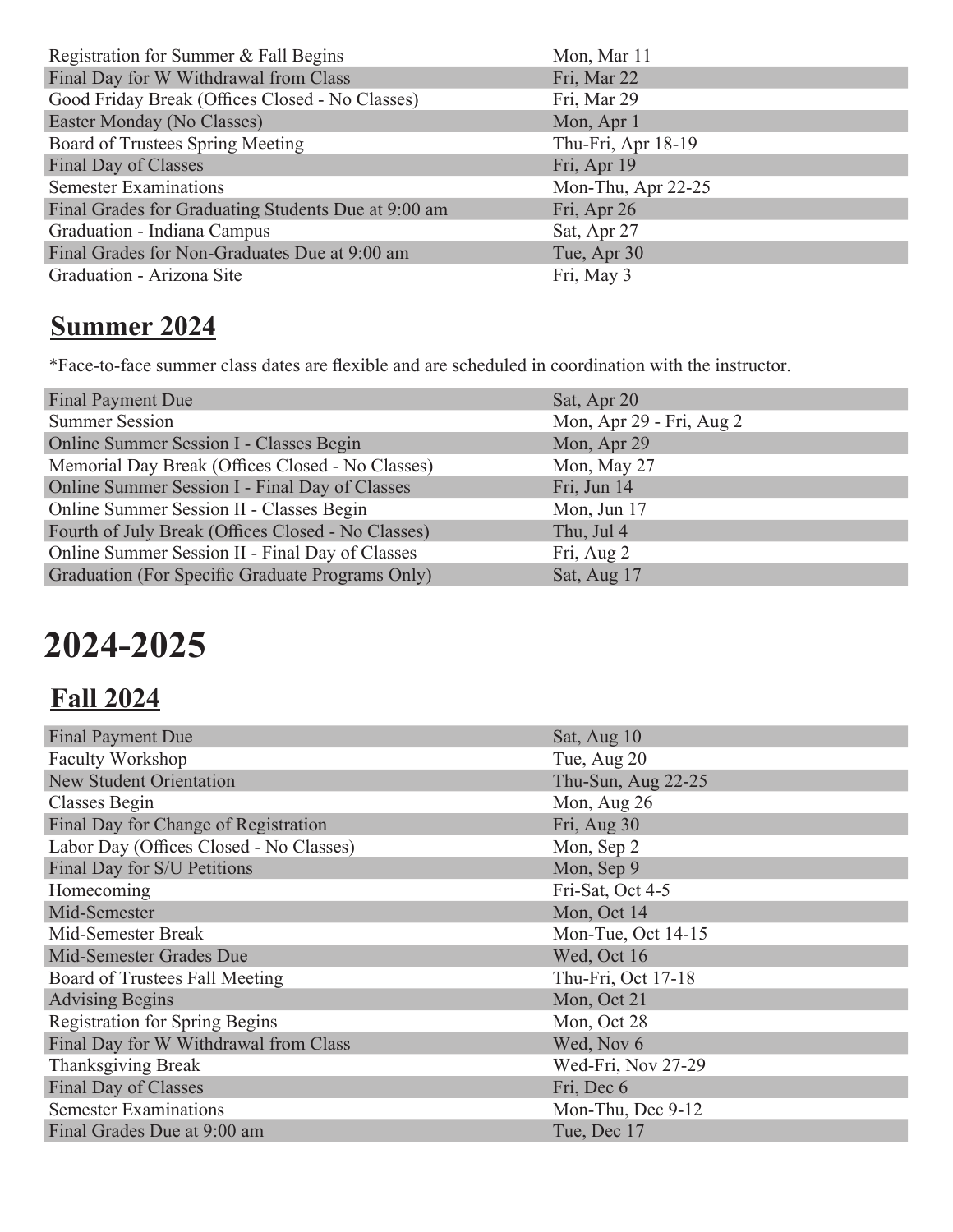| | |
|---|---|
| Registration for Summer & Fall Begins | Mon, Mar 11 |
| Final Day for W Withdrawal from Class | Fri, Mar 22 |
| Good Friday Break (Offices Closed - No Classes) | Fri, Mar 29 |
| Easter Monday (No Classes) | Mon, Apr 1 |
| Board of Trustees Spring Meeting | Thu-Fri, Apr 18-19 |
| Final Day of Classes | Fri, Apr 19 |
| Semester Examinations | Mon-Thu, Apr 22-25 |
| Final Grades for Graduating Students Due at 9:00 am | Fri, Apr 26 |
| Graduation - Indiana Campus | Sat, Apr 27 |
| Final Grades for Non-Graduates Due at 9:00 am | Tue, Apr 30 |
| Graduation - Arizona Site | Fri, May 3 |

## Summer 2024

*Face-to-face summer class dates are flexible and are scheduled in coordination with the instructor.

| | |
|---|---|
| Final Payment Due | Sat, Apr 20 |
| Summer Session | Mon, Apr 29 - Fri, Aug 2 |
| Online Summer Session I - Classes Begin | Mon, Apr 29 |
| Memorial Day Break (Offices Closed - No Classes) | Mon, May 27 |
| Online Summer Session I - Final Day of Classes | Fri, Jun 14 |
| Online Summer Session II - Classes Begin | Mon, Jun 17 |
| Fourth of July Break (Offices Closed - No Classes) | Thu, Jul 4 |
| Online Summer Session II - Final Day of Classes | Fri, Aug 2 |
| Graduation (For Specific Graduate Programs Only) | Sat, Aug 17 |

# 2024-2025

## Fall 2024

| | |
|---|---|
| Final Payment Due | Sat, Aug 10 |
| Faculty Workshop | Tue, Aug 20 |
| New Student Orientation | Thu-Sun, Aug 22-25 |
| Classes Begin | Mon, Aug 26 |
| Final Day for Change of Registration | Fri, Aug 30 |
| Labor Day (Offices Closed - No Classes) | Mon, Sep 2 |
| Final Day for S/U Petitions | Mon, Sep 9 |
| Homecoming | Fri-Sat, Oct 4-5 |
| Mid-Semester | Mon, Oct 14 |
| Mid-Semester Break | Mon-Tue, Oct 14-15 |
| Mid-Semester Grades Due | Wed, Oct 16 |
| Board of Trustees Fall Meeting | Thu-Fri, Oct 17-18 |
| Advising Begins | Mon, Oct 21 |
| Registration for Spring Begins | Mon, Oct 28 |
| Final Day for W Withdrawal from Class | Wed, Nov 6 |
| Thanksgiving Break | Wed-Fri, Nov 27-29 |
| Final Day of Classes | Fri, Dec 6 |
| Semester Examinations | Mon-Thu, Dec 9-12 |
| Final Grades Due at 9:00 am | Tue, Dec 17 |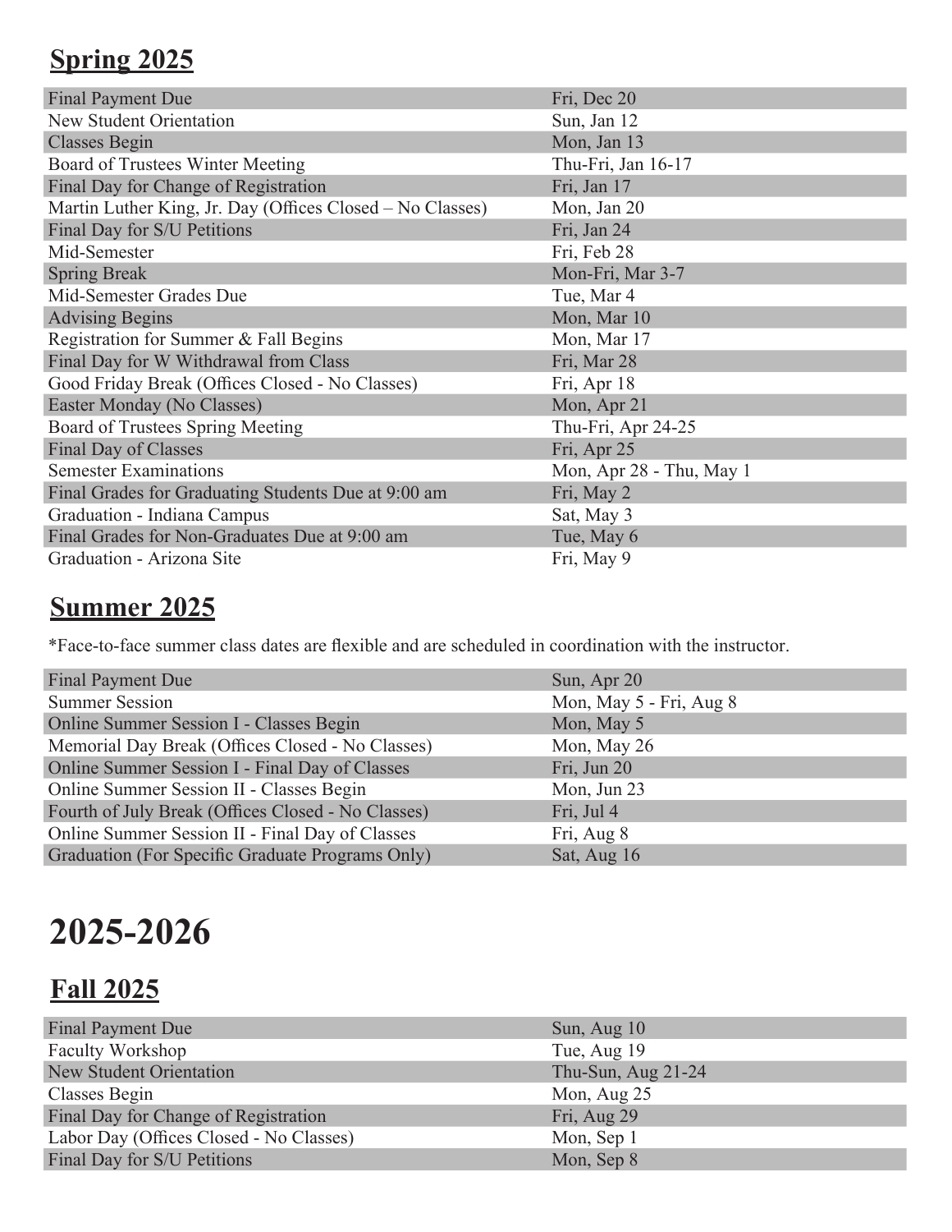## Spring 2025

| | |
|---|---|
| Final Payment Due | Fri, Dec 20 |
| New Student Orientation | Sun, Jan 12 |
| Classes Begin | Mon, Jan 13 |
| Board of Trustees Winter Meeting | Thu-Fri, Jan 16-17 |
| Final Day for Change of Registration | Fri, Jan 17 |
| Martin Luther King, Jr. Day (Offices Closed – No Classes) | Mon, Jan 20 |
| Final Day for S/U Petitions | Fri, Jan 24 |
| Mid-Semester | Fri, Feb 28 |
| Spring Break | Mon-Fri, Mar 3-7 |
| Mid-Semester Grades Due | Tue, Mar 4 |
| Advising Begins | Mon, Mar 10 |
| Registration for Summer & Fall Begins | Mon, Mar 17 |
| Final Day for W Withdrawal from Class | Fri, Mar 28 |
| Good Friday Break (Offices Closed - No Classes) | Fri, Apr 18 |
| Easter Monday (No Classes) | Mon, Apr 21 |
| Board of Trustees Spring Meeting | Thu-Fri, Apr 24-25 |
| Final Day of Classes | Fri, Apr 25 |
| Semester Examinations | Mon, Apr 28 - Thu, May 1 |
| Final Grades for Graduating Students Due at 9:00 am | Fri, May 2 |
| Graduation - Indiana Campus | Sat, May 3 |
| Final Grades for Non-Graduates Due at 9:00 am | Tue, May 6 |
| Graduation - Arizona Site | Fri, May 9 |

## Summer 2025

*Face-to-face summer class dates are flexible and are scheduled in coordination with the instructor.

| | |
|---|---|
| Final Payment Due | Sun, Apr 20 |
| Summer Session | Mon, May 5 - Fri, Aug 8 |
| Online Summer Session I - Classes Begin | Mon, May 5 |
| Memorial Day Break (Offices Closed - No Classes) | Mon, May 26 |
| Online Summer Session I - Final Day of Classes | Fri, Jun 20 |
| Online Summer Session II - Classes Begin | Mon, Jun 23 |
| Fourth of July Break (Offices Closed - No Classes) | Fri, Jul 4 |
| Online Summer Session II - Final Day of Classes | Fri, Aug 8 |
| Graduation (For Specific Graduate Programs Only) | Sat, Aug 16 |

# 2025-2026

## Fall 2025

| | |
|---|---|
| Final Payment Due | Sun, Aug 10 |
| Faculty Workshop | Tue, Aug 19 |
| New Student Orientation | Thu-Sun, Aug 21-24 |
| Classes Begin | Mon, Aug 25 |
| Final Day for Change of Registration | Fri, Aug 29 |
| Labor Day (Offices Closed - No Classes) | Mon, Sep 1 |
| Final Day for S/U Petitions | Mon, Sep 8 |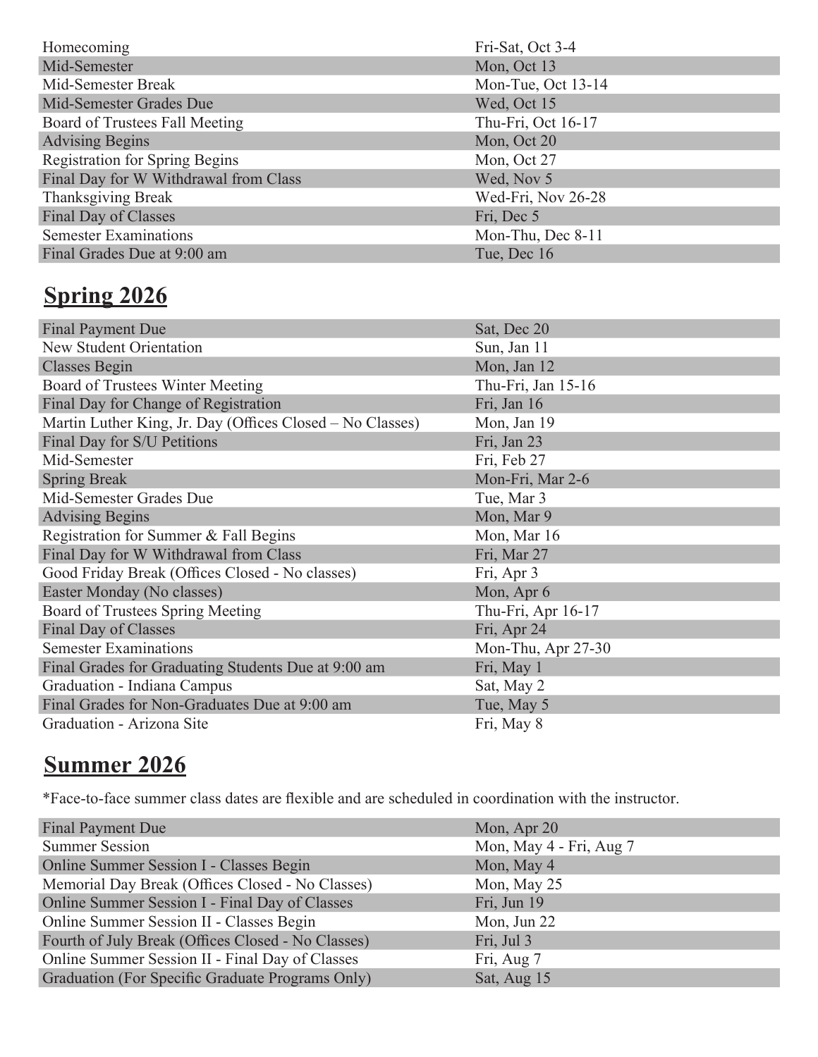| | |
|---|---|
| Homecoming | Fri-Sat, Oct 3-4 |
| Mid-Semester | Mon, Oct 13 |
| Mid-Semester Break | Mon-Tue, Oct 13-14 |
| Mid-Semester Grades Due | Wed, Oct 15 |
| Board of Trustees Fall Meeting | Thu-Fri, Oct 16-17 |
| Advising Begins | Mon, Oct 20 |
| Registration for Spring Begins | Mon, Oct 27 |
| Final Day for W Withdrawal from Class | Wed, Nov 5 |
| Thanksgiving Break | Wed-Fri, Nov 26-28 |
| Final Day of Classes | Fri, Dec 5 |
| Semester Examinations | Mon-Thu, Dec 8-11 |
| Final Grades Due at 9:00 am | Tue, Dec 16 |

## Spring 2026

| | |
|---|---|
| Final Payment Due | Sat, Dec 20 |
| New Student Orientation | Sun, Jan 11 |
| Classes Begin | Mon, Jan 12 |
| Board of Trustees Winter Meeting | Thu-Fri, Jan 15-16 |
| Final Day for Change of Registration | Fri, Jan 16 |
| Martin Luther King, Jr. Day (Offices Closed – No Classes) | Mon, Jan 19 |
| Final Day for S/U Petitions | Fri, Jan 23 |
| Mid-Semester | Fri, Feb 27 |
| Spring Break | Mon-Fri, Mar 2-6 |
| Mid-Semester Grades Due | Tue, Mar 3 |
| Advising Begins | Mon, Mar 9 |
| Registration for Summer & Fall Begins | Mon, Mar 16 |
| Final Day for W Withdrawal from Class | Fri, Mar 27 |
| Good Friday Break (Offices Closed - No classes) | Fri, Apr 3 |
| Easter Monday (No classes) | Mon, Apr 6 |
| Board of Trustees Spring Meeting | Thu-Fri, Apr 16-17 |
| Final Day of Classes | Fri, Apr 24 |
| Semester Examinations | Mon-Thu, Apr 27-30 |
| Final Grades for Graduating Students Due at 9:00 am | Fri, May 1 |
| Graduation - Indiana Campus | Sat, May 2 |
| Final Grades for Non-Graduates Due at 9:00 am | Tue, May 5 |
| Graduation - Arizona Site | Fri, May 8 |

## Summer 2026

*Face-to-face summer class dates are flexible and are scheduled in coordination with the instructor.

| | |
|---|---|
| Final Payment Due | Mon, Apr 20 |
| Summer Session | Mon, May 4 - Fri, Aug 7 |
| Online Summer Session I - Classes Begin | Mon, May 4 |
| Memorial Day Break (Offices Closed - No Classes) | Mon, May 25 |
| Online Summer Session I - Final Day of Classes | Fri, Jun 19 |
| Online Summer Session II - Classes Begin | Mon, Jun 22 |
| Fourth of July Break (Offices Closed - No Classes) | Fri, Jul 3 |
| Online Summer Session II - Final Day of Classes | Fri, Aug 7 |
| Graduation (For Specific Graduate Programs Only) | Sat, Aug 15 |